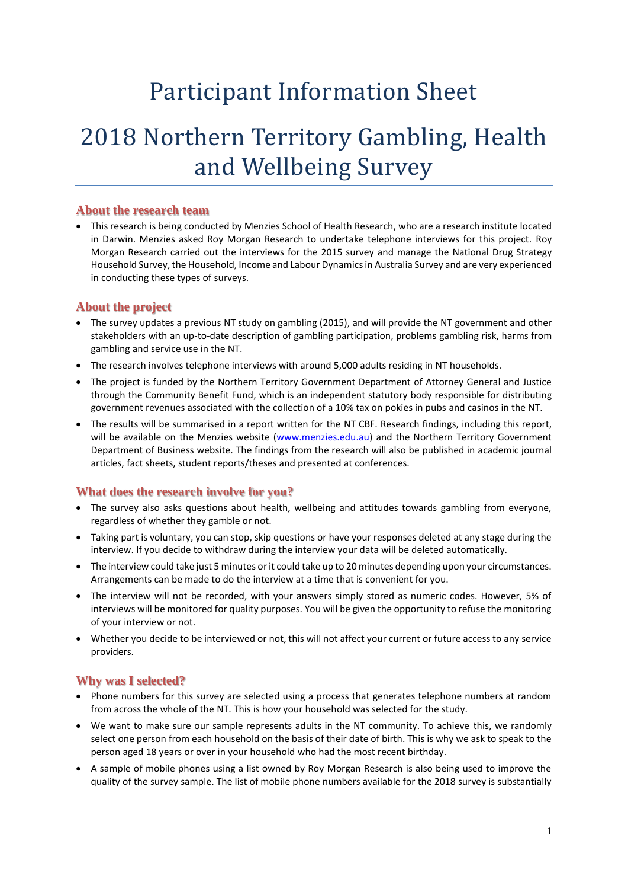# Participant Information Sheet

# 2018 Northern Territory Gambling, Health and Wellbeing Survey

## About the research team

- This research is being conducted by Menzies School of Health Research, who are a research institute located in Darwin. Menzies asked Roy Morgan Research to undertake telephone interviews for this project. Roy Morgan Research carried out the interviews for the 2015 survey and manage the National Drug Strategy Household Survey, the Household, Income and Labour Dynamics in Australia Survey and are very experienced in conducting these types of surveys.

## About the project

- The survey updates a previous NT study on gambling (2015), and will provide the NT government and other stakeholders with an up-to-date description of gambling participation, problems gambling risk, harms from gambling and service use in the NT.
- The research involves telephone interviews with around 5,000 adults residing in NT households.
- The project is funded by the Northern Territory Government Department of Attorney General and Justice through the Community Benefit Fund, which is an independent statutory body responsible for distributing government revenues associated with the collection of a 10% tax on pokies in pubs and casinos in the NT.
- The results will be summarised in a report written for the NT CBF. Research findings, including this report, will be available on the Menzies website ([www.menzies.edu.au](www.menzies.edu.au)) and the Northern Territory Government Department of Business website. The findings from the research will also be published in academic journal articles, fact sheets, student reports/theses and presented at conferences.

## What does the research involve for you?

- The survey also asks questions about health, wellbeing and attitudes towards gambling from everyone, regardless of whether they gamble or not.
- Taking part is voluntary, you can stop, skip questions or have your responses deleted at any stage during the interview. If you decide to withdraw during the interview your data will be deleted automatically.
- The interview could take just 5 minutes or it could take up to 20 minutes depending upon your circumstances. Arrangements can be made to do the interview at a time that is convenient for you.
- The interview will not be recorded, with your answers simply stored as numeric codes. However, 5% of interviews will be monitored for quality purposes. You will be given the opportunity to refuse the monitoring of your interview or not.
- Whether you decide to be interviewed or not, this will not affect your current or future access to any service providers.

## Why was I selected?

- Phone numbers for this survey are selected using a process that generates telephone numbers at random from across the whole of the NT. This is how your household was selected for the study.
- We want to make sure our sample represents adults in the NT community. To achieve this, we randomly select one person from each household on the basis of their date of birth. This is why we ask to speak to the person aged 18 years or over in your household who had the most recent birthday.
- A sample of mobile phones using a list owned by Roy Morgan Research is also being used to improve the quality of the survey sample. The list of mobile phone numbers available for the 2018 survey is substantially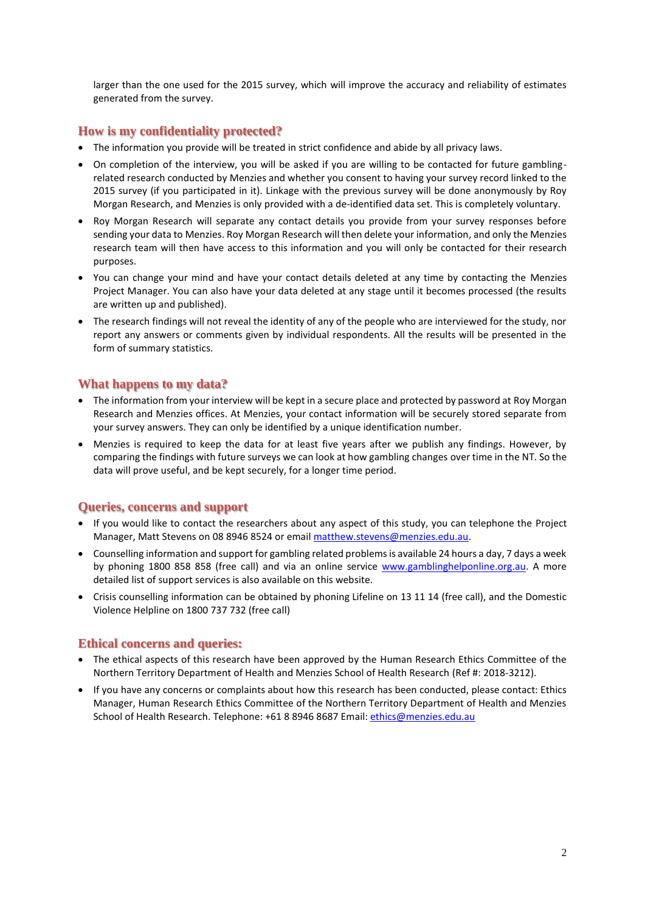larger than the one used for the 2015 survey, which will improve the accuracy and reliability of estimates generated from the survey.

## How is my confidentiality protected?

- The information you provide will be treated in strict confidence and abide by all privacy laws.
- On completion of the interview, you will be asked if you are willing to be contacted for future gambling-related research conducted by Menzies and whether you consent to having your survey record linked to the 2015 survey (if you participated in it). Linkage with the previous survey will be done anonymously by Roy Morgan Research, and Menzies is only provided with a de-identified data set. This is completely voluntary.
- Roy Morgan Research will separate any contact details you provide from your survey responses before sending your data to Menzies. Roy Morgan Research will then delete your information, and only the Menzies research team will then have access to this information and you will only be contacted for their research purposes.
- You can change your mind and have your contact details deleted at any time by contacting the Menzies Project Manager. You can also have your data deleted at any stage until it becomes processed (the results are written up and published).
- The research findings will not reveal the identity of any of the people who are interviewed for the study, nor report any answers or comments given by individual respondents. All the results will be presented in the form of summary statistics.

## What happens to my data?

- The information from your interview will be kept in a secure place and protected by password at Roy Morgan Research and Menzies offices. At Menzies, your contact information will be securely stored separate from your survey answers. They can only be identified by a unique identification number.
- Menzies is required to keep the data for at least five years after we publish any findings. However, by comparing the findings with future surveys we can look at how gambling changes over time in the NT. So the data will prove useful, and be kept securely, for a longer time period.

## Queries, concerns and support

- If you would like to contact the researchers about any aspect of this study, you can telephone the Project Manager, Matt Stevens on 08 8946 8524 or email matthew.stevens@menzies.edu.au.
- Counselling information and support for gambling related problems is available 24 hours a day, 7 days a week by phoning 1800 858 858 (free call) and via an online service www.gamblinghelponline.org.au. A more detailed list of support services is also available on this website.
- Crisis counselling information can be obtained by phoning Lifeline on 13 11 14 (free call), and the Domestic Violence Helpline on 1800 737 732 (free call)

## Ethical concerns and queries:

- The ethical aspects of this research have been approved by the Human Research Ethics Committee of the Northern Territory Department of Health and Menzies School of Health Research (Ref #: 2018-3212).
- If you have any concerns or complaints about how this research has been conducted, please contact: Ethics Manager, Human Research Ethics Committee of the Northern Territory Department of Health and Menzies School of Health Research. Telephone: +61 8 8946 8687 Email: ethics@menzies.edu.au